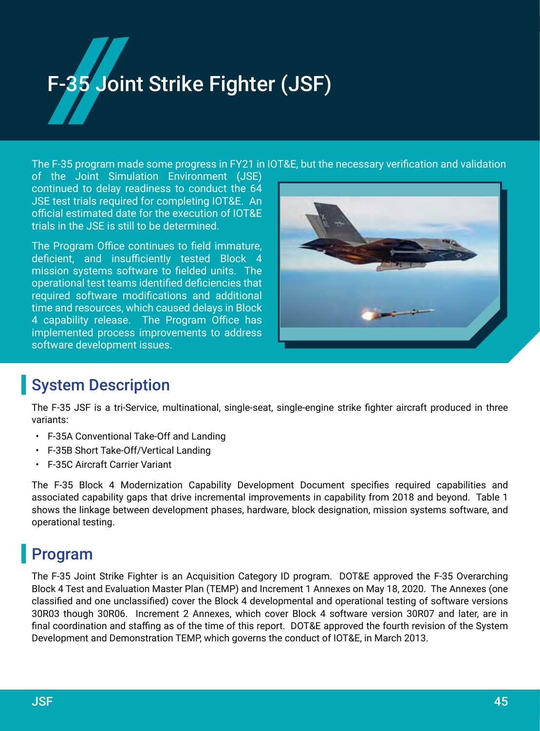# F-35 Joint Strike Fighter (JSF)

The F-35 program made some progress in FY21 in IOT&E, but the necessary verification and validation of the Joint Simulation Environment (JSE) continued to delay readiness to conduct the 64 JSE test trials required for completing IOT&E. An official estimated date for the execution of IOT&E trials in the JSE is still to be determined.

The Program Office continues to field immature, deficient, and insufficiently tested Block 4 mission systems software to fielded units. The operational test teams identified deficiencies that required software modifications and additional time and resources, which caused delays in Block 4 capability release. The Program Office has implemented process improvements to address software development issues.

## System Description

The F-35 JSF is a tri-Service, multinational, single-seat, single-engine strike fighter aircraft produced in three variants:

- F-35A Conventional Take-Off and Landing
- F-35B Short Take-Off/Vertical Landing
- F-35C Aircraft Carrier Variant

The F-35 Block 4 Modernization Capability Development Document specifies required capabilities and associated capability gaps that drive incremental improvements in capability from 2018 and beyond. Table 1 shows the linkage between development phases, hardware, block designation, mission systems software, and operational testing.

## Program

The F-35 Joint Strike Fighter is an Acquisition Category ID program. DOT&E approved the F-35 Overarching Block 4 Test and Evaluation Master Plan (TEMP) and Increment 1 Annexes on May 18, 2020. The Annexes (one classified and one unclassified) cover the Block 4 developmental and operational testing of software versions 30R03 though 30R06. Increment 2 Annexes, which cover Block 4 software version 30R07 and later, are in final coordination and staffing as of the time of this report. DOT&E approved the fourth revision of the System Development and Demonstration TEMP, which governs the conduct of IOT&E, in March 2013.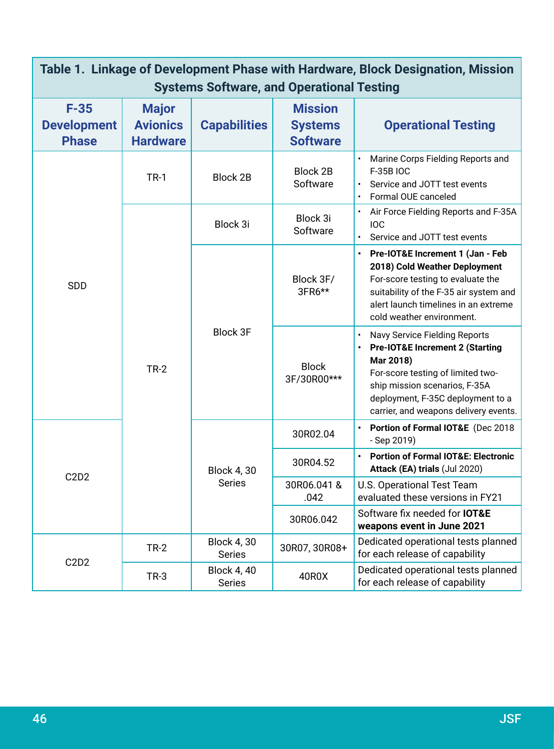**Table 1. Linkage of Development Phase with Hardware, Block Designation, Mission Systems Software, and Operational Testing**

| F-35 Development Phase | Major Avionics Hardware | Capabilities | Mission Systems Software | Operational Testing |
|---|---|---|---|---|
| SDD | TR-1 | Block 2B | Block 2B Software | • Marine Corps Fielding Reports and F-35B IOC<br>• Service and JOTT test events<br>• Formal OUE canceled |
| SDD | TR-2 | Block 3i | Block 3i Software | • Air Force Fielding Reports and F-35A IOC<br>• Service and JOTT test events |
| SDD | TR-2 | Block 3F | Block 3F/ 3FR6** | • **Pre-IOT&E Increment 1 (Jan - Feb 2018) Cold Weather Deployment** For-score testing to evaluate the suitability of the F-35 air system and alert launch timelines in an extreme cold weather environment. |
| SDD | TR-2 | Block 3F | Block 3F/30R00*** | • Navy Service Fielding Reports<br>• **Pre-IOT&E Increment 2 (Starting Mar 2018)** For-score testing of limited two-ship mission scenarios, F-35A deployment, F-35C deployment to a carrier, and weapons delivery events. |
| C2D2 | TR-2 | Block 4, 30 Series | 30R02.04 | • **Portion of Formal IOT&E** (Dec 2018 - Sep 2019) |
| C2D2 | TR-2 | Block 4, 30 Series | 30R04.52 | • **Portion of Formal IOT&E: Electronic Attack (EA) trials** (Jul 2020) |
| C2D2 | TR-2 | Block 4, 30 Series | 30R06.041 & .042 | U.S. Operational Test Team evaluated these versions in FY21 |
| C2D2 | TR-2 | Block 4, 30 Series | 30R06.042 | Software fix needed for **IOT&E weapons event in June 2021** |
| C2D2 | TR-2 | Block 4, 30 Series | 30R07, 30R08+ | Dedicated operational tests planned for each release of capability |
| C2D2 | TR-3 | Block 4, 40 Series | 40R0X | Dedicated operational tests planned for each release of capability |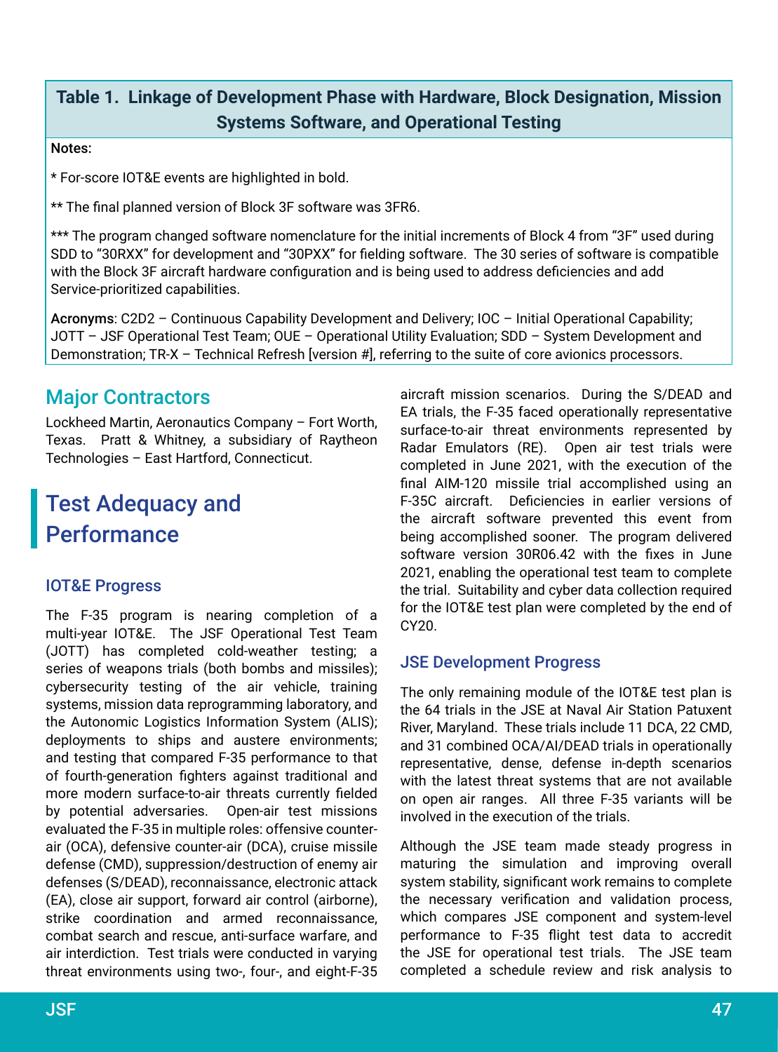**Table 1. Linkage of Development Phase with Hardware, Block Designation, Mission Systems Software, and Operational Testing**

Notes:

* For-score IOT&E events are highlighted in bold.

** The final planned version of Block 3F software was 3FR6.

*** The program changed software nomenclature for the initial increments of Block 4 from "3F" used during SDD to "30RXX" for development and "30PXX" for fielding software. The 30 series of software is compatible with the Block 3F aircraft hardware configuration and is being used to address deficiencies and add Service-prioritized capabilities.

**Acronyms**: C2D2 – Continuous Capability Development and Delivery; IOC – Initial Operational Capability; JOTT – JSF Operational Test Team; OUE – Operational Utility Evaluation; SDD – System Development and Demonstration; TR-X – Technical Refresh [version #], referring to the suite of core avionics processors.

## Major Contractors

Lockheed Martin, Aeronautics Company – Fort Worth, Texas. Pratt & Whitney, a subsidiary of Raytheon Technologies – East Hartford, Connecticut.

# Test Adequacy and Performance

### IOT&E Progress

The F-35 program is nearing completion of a multi-year IOT&E. The JSF Operational Test Team (JOTT) has completed cold-weather testing; a series of weapons trials (both bombs and missiles); cybersecurity testing of the air vehicle, training systems, mission data reprogramming laboratory, and the Autonomic Logistics Information System (ALIS); deployments to ships and austere environments; and testing that compared F-35 performance to that of fourth-generation fighters against traditional and more modern surface-to-air threats currently fielded by potential adversaries. Open-air test missions evaluated the F-35 in multiple roles: offensive counter-air (OCA), defensive counter-air (DCA), cruise missile defense (CMD), suppression/destruction of enemy air defenses (S/DEAD), reconnaissance, electronic attack (EA), close air support, forward air control (airborne), strike coordination and armed reconnaissance, combat search and rescue, anti-surface warfare, and air interdiction. Test trials were conducted in varying threat environments using two-, four-, and eight-F-35 aircraft mission scenarios. During the S/DEAD and EA trials, the F-35 faced operationally representative surface-to-air threat environments represented by Radar Emulators (RE). Open air test trials were completed in June 2021, with the execution of the final AIM-120 missile trial accomplished using an F-35C aircraft. Deficiencies in earlier versions of the aircraft software prevented this event from being accomplished sooner. The program delivered software version 30R06.42 with the fixes in June 2021, enabling the operational test team to complete the trial. Suitability and cyber data collection required for the IOT&E test plan were completed by the end of CY20.

### JSE Development Progress

The only remaining module of the IOT&E test plan is the 64 trials in the JSE at Naval Air Station Patuxent River, Maryland. These trials include 11 DCA, 22 CMD, and 31 combined OCA/AI/DEAD trials in operationally representative, dense, defense in-depth scenarios with the latest threat systems that are not available on open air ranges. All three F-35 variants will be involved in the execution of the trials.

Although the JSE team made steady progress in maturing the simulation and improving overall system stability, significant work remains to complete the necessary verification and validation process, which compares JSE component and system-level performance to F-35 flight test data to accredit the JSE for operational test trials. The JSE team completed a schedule review and risk analysis to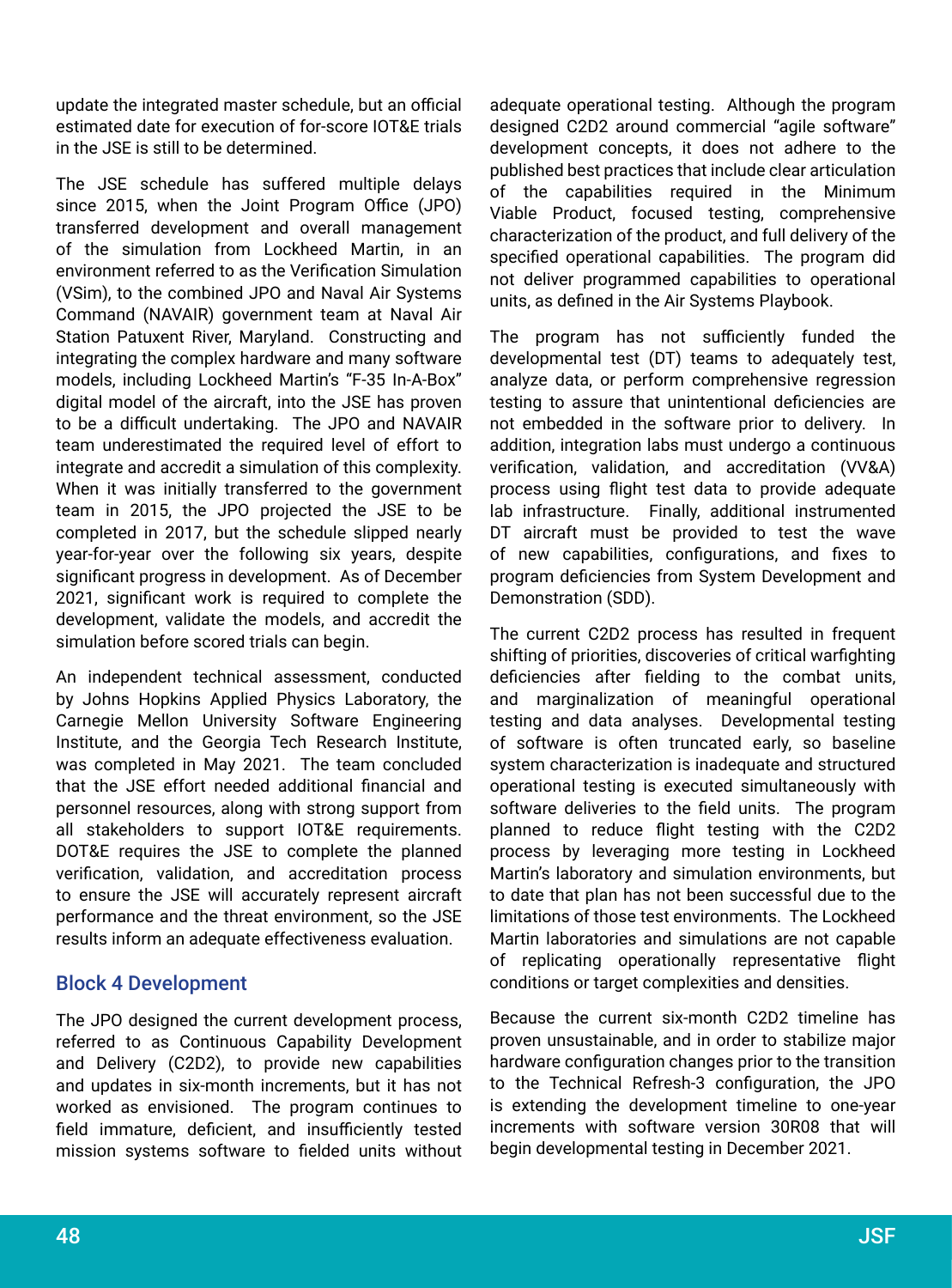update the integrated master schedule, but an official estimated date for execution of for-score IOT&E trials in the JSE is still to be determined.

The JSE schedule has suffered multiple delays since 2015, when the Joint Program Office (JPO) transferred development and overall management of the simulation from Lockheed Martin, in an environment referred to as the Verification Simulation (VSim), to the combined JPO and Naval Air Systems Command (NAVAIR) government team at Naval Air Station Patuxent River, Maryland. Constructing and integrating the complex hardware and many software models, including Lockheed Martin's "F-35 In-A-Box" digital model of the aircraft, into the JSE has proven to be a difficult undertaking. The JPO and NAVAIR team underestimated the required level of effort to integrate and accredit a simulation of this complexity. When it was initially transferred to the government team in 2015, the JPO projected the JSE to be completed in 2017, but the schedule slipped nearly year-for-year over the following six years, despite significant progress in development. As of December 2021, significant work is required to complete the development, validate the models, and accredit the simulation before scored trials can begin.

An independent technical assessment, conducted by Johns Hopkins Applied Physics Laboratory, the Carnegie Mellon University Software Engineering Institute, and the Georgia Tech Research Institute, was completed in May 2021. The team concluded that the JSE effort needed additional financial and personnel resources, along with strong support from all stakeholders to support IOT&E requirements. DOT&E requires the JSE to complete the planned verification, validation, and accreditation process to ensure the JSE will accurately represent aircraft performance and the threat environment, so the JSE results inform an adequate effectiveness evaluation.

## Block 4 Development

The JPO designed the current development process, referred to as Continuous Capability Development and Delivery (C2D2), to provide new capabilities and updates in six-month increments, but it has not worked as envisioned. The program continues to field immature, deficient, and insufficiently tested mission systems software to fielded units without adequate operational testing. Although the program designed C2D2 around commercial "agile software" development concepts, it does not adhere to the published best practices that include clear articulation of the capabilities required in the Minimum Viable Product, focused testing, comprehensive characterization of the product, and full delivery of the specified operational capabilities. The program did not deliver programmed capabilities to operational units, as defined in the Air Systems Playbook.

The program has not sufficiently funded the developmental test (DT) teams to adequately test, analyze data, or perform comprehensive regression testing to assure that unintentional deficiencies are not embedded in the software prior to delivery. In addition, integration labs must undergo a continuous verification, validation, and accreditation (VV&A) process using flight test data to provide adequate lab infrastructure. Finally, additional instrumented DT aircraft must be provided to test the wave of new capabilities, configurations, and fixes to program deficiencies from System Development and Demonstration (SDD).

The current C2D2 process has resulted in frequent shifting of priorities, discoveries of critical warfighting deficiencies after fielding to the combat units, and marginalization of meaningful operational testing and data analyses. Developmental testing of software is often truncated early, so baseline system characterization is inadequate and structured operational testing is executed simultaneously with software deliveries to the field units. The program planned to reduce flight testing with the C2D2 process by leveraging more testing in Lockheed Martin's laboratory and simulation environments, but to date that plan has not been successful due to the limitations of those test environments. The Lockheed Martin laboratories and simulations are not capable of replicating operationally representative flight conditions or target complexities and densities.

Because the current six-month C2D2 timeline has proven unsustainable, and in order to stabilize major hardware configuration changes prior to the transition to the Technical Refresh-3 configuration, the JPO is extending the development timeline to one-year increments with software version 30R08 that will begin developmental testing in December 2021.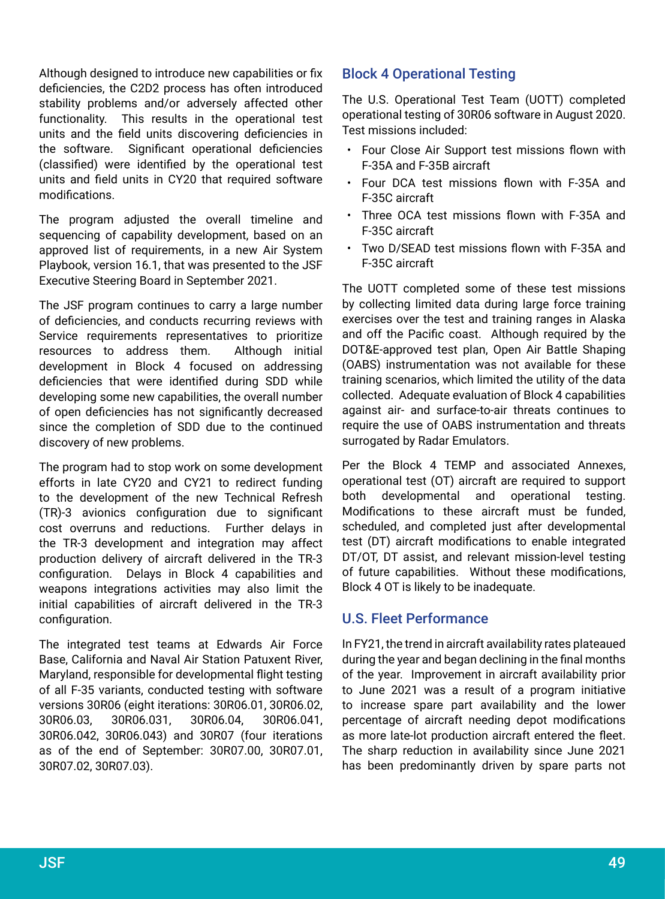Although designed to introduce new capabilities or fix deficiencies, the C2D2 process has often introduced stability problems and/or adversely affected other functionality. This results in the operational test units and the field units discovering deficiencies in the software. Significant operational deficiencies (classified) were identified by the operational test units and field units in CY20 that required software modifications.

The program adjusted the overall timeline and sequencing of capability development, based on an approved list of requirements, in a new Air System Playbook, version 16.1, that was presented to the JSF Executive Steering Board in September 2021.

The JSF program continues to carry a large number of deficiencies, and conducts recurring reviews with Service requirements representatives to prioritize resources to address them. Although initial development in Block 4 focused on addressing deficiencies that were identified during SDD while developing some new capabilities, the overall number of open deficiencies has not significantly decreased since the completion of SDD due to the continued discovery of new problems.

The program had to stop work on some development efforts in late CY20 and CY21 to redirect funding to the development of the new Technical Refresh (TR)-3 avionics configuration due to significant cost overruns and reductions. Further delays in the TR-3 development and integration may affect production delivery of aircraft delivered in the TR-3 configuration. Delays in Block 4 capabilities and weapons integrations activities may also limit the initial capabilities of aircraft delivered in the TR-3 configuration.

The integrated test teams at Edwards Air Force Base, California and Naval Air Station Patuxent River, Maryland, responsible for developmental flight testing of all F-35 variants, conducted testing with software versions 30R06 (eight iterations: 30R06.01, 30R06.02, 30R06.03, 30R06.031, 30R06.04, 30R06.041, 30R06.042, 30R06.043) and 30R07 (four iterations as of the end of September: 30R07.00, 30R07.01, 30R07.02, 30R07.03).

## Block 4 Operational Testing

The U.S. Operational Test Team (UOTT) completed operational testing of 30R06 software in August 2020. Test missions included:

- Four Close Air Support test missions flown with F-35A and F-35B aircraft
- Four DCA test missions flown with F-35A and F-35C aircraft
- Three OCA test missions flown with F-35A and F-35C aircraft
- Two D/SEAD test missions flown with F-35A and F-35C aircraft

The UOTT completed some of these test missions by collecting limited data during large force training exercises over the test and training ranges in Alaska and off the Pacific coast. Although required by the DOT&E-approved test plan, Open Air Battle Shaping (OABS) instrumentation was not available for these training scenarios, which limited the utility of the data collected. Adequate evaluation of Block 4 capabilities against air- and surface-to-air threats continues to require the use of OABS instrumentation and threats surrogated by Radar Emulators.

Per the Block 4 TEMP and associated Annexes, operational test (OT) aircraft are required to support both developmental and operational testing. Modifications to these aircraft must be funded, scheduled, and completed just after developmental test (DT) aircraft modifications to enable integrated DT/OT, DT assist, and relevant mission-level testing of future capabilities. Without these modifications, Block 4 OT is likely to be inadequate.

## U.S. Fleet Performance

In FY21, the trend in aircraft availability rates plateaued during the year and began declining in the final months of the year. Improvement in aircraft availability prior to June 2021 was a result of a program initiative to increase spare part availability and the lower percentage of aircraft needing depot modifications as more late-lot production aircraft entered the fleet. The sharp reduction in availability since June 2021 has been predominantly driven by spare parts not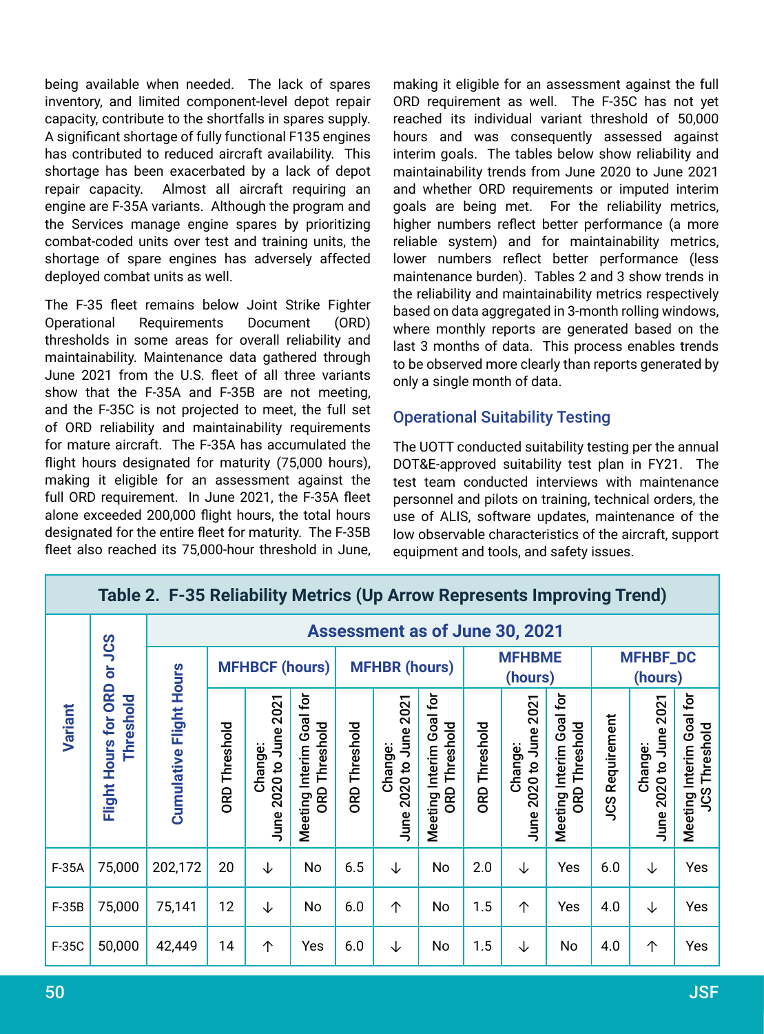being available when needed. The lack of spares inventory, and limited component-level depot repair capacity, contribute to the shortfalls in spares supply. A significant shortage of fully functional F135 engines has contributed to reduced aircraft availability. This shortage has been exacerbated by a lack of depot repair capacity. Almost all aircraft requiring an engine are F-35A variants. Although the program and the Services manage engine spares by prioritizing combat-coded units over test and training units, the shortage of spare engines has adversely affected deployed combat units as well.

The F-35 fleet remains below Joint Strike Fighter Operational Requirements Document (ORD) thresholds in some areas for overall reliability and maintainability. Maintenance data gathered through June 2021 from the U.S. fleet of all three variants show that the F-35A and F-35B are not meeting, and the F-35C is not projected to meet, the full set of ORD reliability and maintainability requirements for mature aircraft. The F-35A has accumulated the flight hours designated for maturity (75,000 hours), making it eligible for an assessment against the full ORD requirement. In June 2021, the F-35A fleet alone exceeded 200,000 flight hours, the total hours designated for the entire fleet for maturity. The F-35B fleet also reached its 75,000-hour threshold in June, making it eligible for an assessment against the full ORD requirement as well. The F-35C has not yet reached its individual variant threshold of 50,000 hours and was consequently assessed against interim goals. The tables below show reliability and maintainability trends from June 2020 to June 2021 and whether ORD requirements or imputed interim goals are being met. For the reliability metrics, higher numbers reflect better performance (a more reliable system) and for maintainability metrics, lower numbers reflect better performance (less maintenance burden). Tables 2 and 3 show trends in the reliability and maintainability metrics respectively based on data aggregated in 3-month rolling windows, where monthly reports are generated based on the last 3 months of data. This process enables trends to be observed more clearly than reports generated by only a single month of data.

## Operational Suitability Testing

The UOTT conducted suitability testing per the annual DOT&E-approved suitability test plan in FY21. The test team conducted interviews with maintenance personnel and pilots on training, technical orders, the use of ALIS, software updates, maintenance of the low observable characteristics of the aircraft, support equipment and tools, and safety issues.

**Table 2. F-35 Reliability Metrics (Up Arrow Represents Improving Trend)**

| Variant | Flight Hours for ORD or JCS Threshold | Assessment as of June 30, 2021 | | | | | | | | | | | | |
|---|---|---|---|---|---|---|---|---|---|---|---|---|---|---|
| | | Cumulative Flight Hours | MFHBCF (hours) | | | MFHBR (hours) | | | MFHBME (hours) | | | MFHBF_DC (hours) | | |
| | | | ORD Threshold | Change: June 2020 to June 2021 | Meeting Interim Goal for ORD Threshold | ORD Threshold | Change: June 2020 to June 2021 | Meeting Interim Goal for ORD Threshold | ORD Threshold | Change: June 2020 to June 2021 | Meeting Interim Goal for ORD Threshold | JCS Requirement | Change: June 2020 to June 2021 | Meeting Interim Goal for JCS Threshold |
| F-35A | 75,000 | 202,172 | 20 | ↓ | No | 6.5 | ↓ | No | 2.0 | ↓ | Yes | 6.0 | ↓ | Yes |
| F-35B | 75,000 | 75,141 | 12 | ↓ | No | 6.0 | ↑ | No | 1.5 | ↑ | Yes | 4.0 | ↓ | Yes |
| F-35C | 50,000 | 42,449 | 14 | ↑ | Yes | 6.0 | ↓ | No | 1.5 | ↓ | No | 4.0 | ↑ | Yes |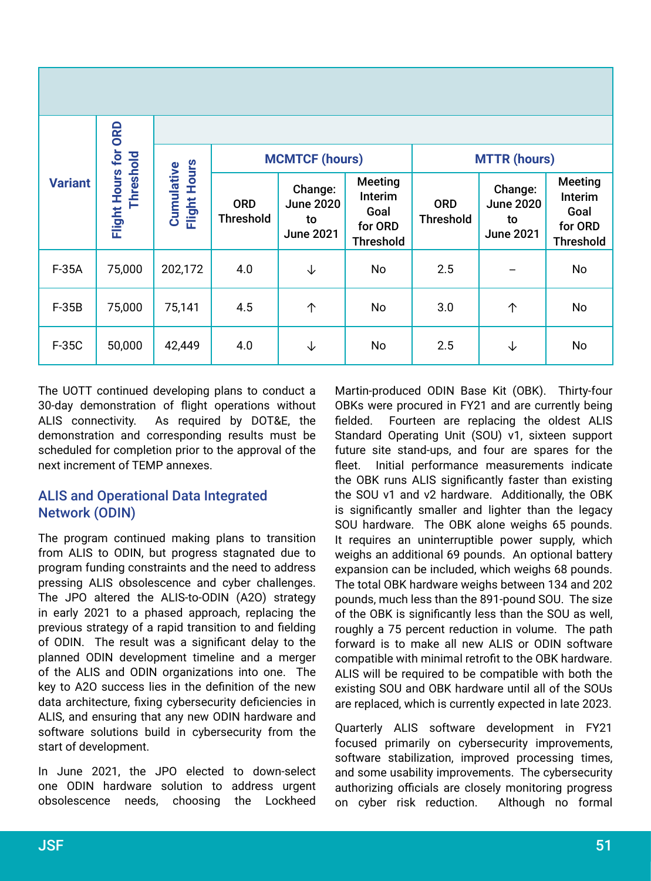| Variant | Flight Hours for ORD Threshold | Cumulative Flight Hours | MCMTCF (hours) | | | MTTR (hours) | | |
|---|---|---|---|---|---|---|---|---|
| | | | ORD Threshold | Change: June 2020 to June 2021 | Meeting Interim Goal for ORD Threshold | ORD Threshold | Change: June 2020 to June 2021 | Meeting Interim Goal for ORD Threshold |
| F-35A | 75,000 | 202,172 | 4.0 | ↓ | No | 2.5 | – | No |
| F-35B | 75,000 | 75,141 | 4.5 | ↑ | No | 3.0 | ↑ | No |
| F-35C | 50,000 | 42,449 | 4.0 | ↓ | No | 2.5 | ↓ | No |

The UOTT continued developing plans to conduct a 30-day demonstration of flight operations without ALIS connectivity. As required by DOT&E, the demonstration and corresponding results must be scheduled for completion prior to the approval of the next increment of TEMP annexes.

## ALIS and Operational Data Integrated Network (ODIN)

The program continued making plans to transition from ALIS to ODIN, but progress stagnated due to program funding constraints and the need to address pressing ALIS obsolescence and cyber challenges. The JPO altered the ALIS-to-ODIN (A2O) strategy in early 2021 to a phased approach, replacing the previous strategy of a rapid transition to and fielding of ODIN. The result was a significant delay to the planned ODIN development timeline and a merger of the ALIS and ODIN organizations into one. The key to A2O success lies in the definition of the new data architecture, fixing cybersecurity deficiencies in ALIS, and ensuring that any new ODIN hardware and software solutions build in cybersecurity from the start of development.

In June 2021, the JPO elected to down-select one ODIN hardware solution to address urgent obsolescence needs, choosing the Lockheed Martin-produced ODIN Base Kit (OBK). Thirty-four OBKs were procured in FY21 and are currently being fielded. Fourteen are replacing the oldest ALIS Standard Operating Unit (SOU) v1, sixteen support future site stand-ups, and four are spares for the fleet. Initial performance measurements indicate the OBK runs ALIS significantly faster than existing the SOU v1 and v2 hardware. Additionally, the OBK is significantly smaller and lighter than the legacy SOU hardware. The OBK alone weighs 65 pounds. It requires an uninterruptible power supply, which weighs an additional 69 pounds. An optional battery expansion can be included, which weighs 68 pounds. The total OBK hardware weighs between 134 and 202 pounds, much less than the 891-pound SOU. The size of the OBK is significantly less than the SOU as well, roughly a 75 percent reduction in volume. The path forward is to make all new ALIS or ODIN software compatible with minimal retrofit to the OBK hardware. ALIS will be required to be compatible with both the existing SOU and OBK hardware until all of the SOUs are replaced, which is currently expected in late 2023.

Quarterly ALIS software development in FY21 focused primarily on cybersecurity improvements, software stabilization, improved processing times, and some usability improvements. The cybersecurity authorizing officials are closely monitoring progress on cyber risk reduction. Although no formal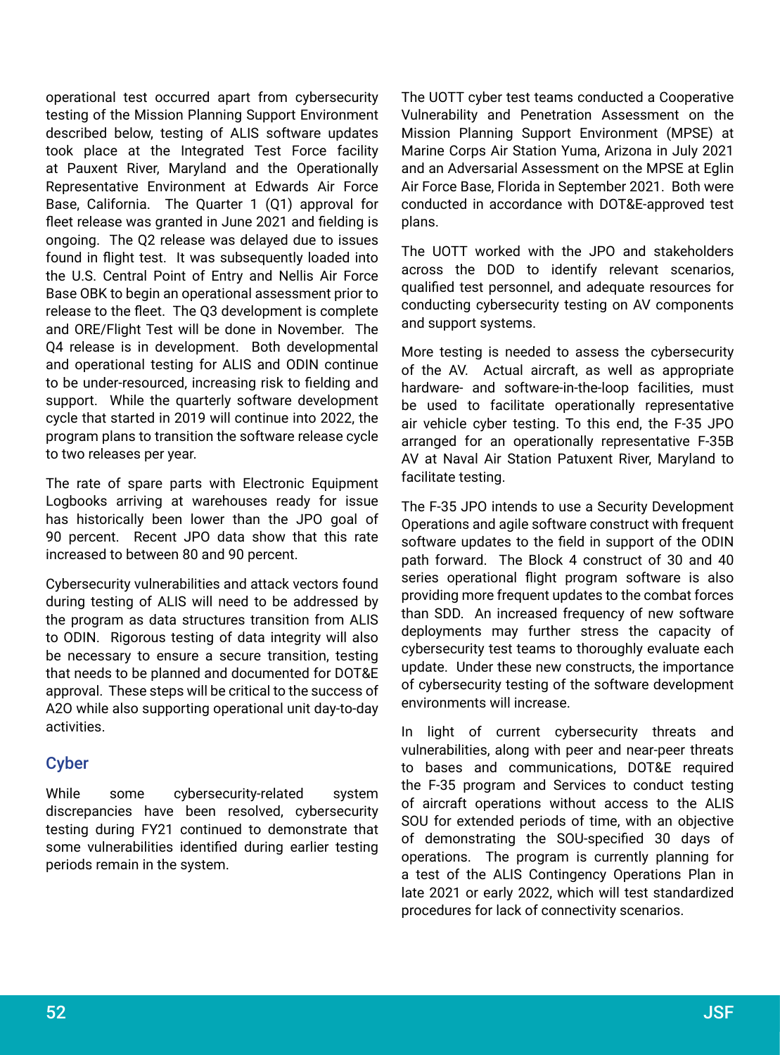operational test occurred apart from cybersecurity testing of the Mission Planning Support Environment described below, testing of ALIS software updates took place at the Integrated Test Force facility at Pauxent River, Maryland and the Operationally Representative Environment at Edwards Air Force Base, California. The Quarter 1 (Q1) approval for fleet release was granted in June 2021 and fielding is ongoing. The Q2 release was delayed due to issues found in flight test. It was subsequently loaded into the U.S. Central Point of Entry and Nellis Air Force Base OBK to begin an operational assessment prior to release to the fleet. The Q3 development is complete and ORE/Flight Test will be done in November. The Q4 release is in development. Both developmental and operational testing for ALIS and ODIN continue to be under-resourced, increasing risk to fielding and support. While the quarterly software development cycle that started in 2019 will continue into 2022, the program plans to transition the software release cycle to two releases per year.

The rate of spare parts with Electronic Equipment Logbooks arriving at warehouses ready for issue has historically been lower than the JPO goal of 90 percent. Recent JPO data show that this rate increased to between 80 and 90 percent.

Cybersecurity vulnerabilities and attack vectors found during testing of ALIS will need to be addressed by the program as data structures transition from ALIS to ODIN. Rigorous testing of data integrity will also be necessary to ensure a secure transition, testing that needs to be planned and documented for DOT&E approval. These steps will be critical to the success of A2O while also supporting operational unit day-to-day activities.

## Cyber

While some cybersecurity-related system discrepancies have been resolved, cybersecurity testing during FY21 continued to demonstrate that some vulnerabilities identified during earlier testing periods remain in the system.

The UOTT cyber test teams conducted a Cooperative Vulnerability and Penetration Assessment on the Mission Planning Support Environment (MPSE) at Marine Corps Air Station Yuma, Arizona in July 2021 and an Adversarial Assessment on the MPSE at Eglin Air Force Base, Florida in September 2021. Both were conducted in accordance with DOT&E-approved test plans.

The UOTT worked with the JPO and stakeholders across the DOD to identify relevant scenarios, qualified test personnel, and adequate resources for conducting cybersecurity testing on AV components and support systems.

More testing is needed to assess the cybersecurity of the AV. Actual aircraft, as well as appropriate hardware- and software-in-the-loop facilities, must be used to facilitate operationally representative air vehicle cyber testing. To this end, the F-35 JPO arranged for an operationally representative F-35B AV at Naval Air Station Patuxent River, Maryland to facilitate testing.

The F-35 JPO intends to use a Security Development Operations and agile software construct with frequent software updates to the field in support of the ODIN path forward. The Block 4 construct of 30 and 40 series operational flight program software is also providing more frequent updates to the combat forces than SDD. An increased frequency of new software deployments may further stress the capacity of cybersecurity test teams to thoroughly evaluate each update. Under these new constructs, the importance of cybersecurity testing of the software development environments will increase.

In light of current cybersecurity threats and vulnerabilities, along with peer and near-peer threats to bases and communications, DOT&E required the F-35 program and Services to conduct testing of aircraft operations without access to the ALIS SOU for extended periods of time, with an objective of demonstrating the SOU-specified 30 days of operations. The program is currently planning for a test of the ALIS Contingency Operations Plan in late 2021 or early 2022, which will test standardized procedures for lack of connectivity scenarios.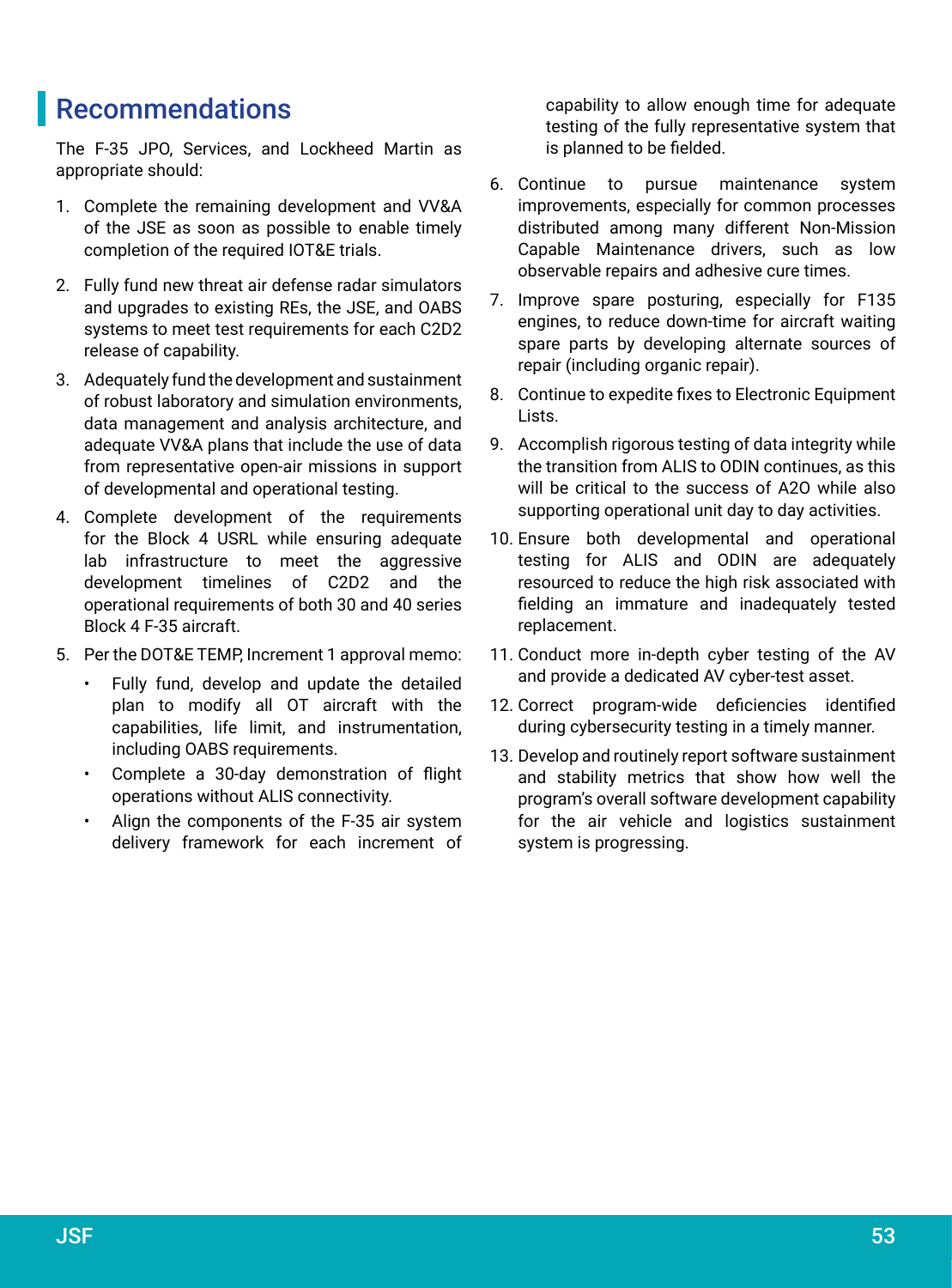## Recommendations

The F-35 JPO, Services, and Lockheed Martin as appropriate should:

1. Complete the remaining development and VV&A of the JSE as soon as possible to enable timely completion of the required IOT&E trials.
2. Fully fund new threat air defense radar simulators and upgrades to existing REs, the JSE, and OABS systems to meet test requirements for each C2D2 release of capability.
3. Adequately fund the development and sustainment of robust laboratory and simulation environments, data management and analysis architecture, and adequate VV&A plans that include the use of data from representative open-air missions in support of developmental and operational testing.
4. Complete development of the requirements for the Block 4 USRL while ensuring adequate lab infrastructure to meet the aggressive development timelines of C2D2 and the operational requirements of both 30 and 40 series Block 4 F-35 aircraft.
5. Per the DOT&E TEMP, Increment 1 approval memo:
   - Fully fund, develop and update the detailed plan to modify all OT aircraft with the capabilities, life limit, and instrumentation, including OABS requirements.
   - Complete a 30-day demonstration of flight operations without ALIS connectivity.
   - Align the components of the F-35 air system delivery framework for each increment of capability to allow enough time for adequate testing of the fully representative system that is planned to be fielded.
6. Continue to pursue maintenance system improvements, especially for common processes distributed among many different Non-Mission Capable Maintenance drivers, such as low observable repairs and adhesive cure times.
7. Improve spare posturing, especially for F135 engines, to reduce down-time for aircraft waiting spare parts by developing alternate sources of repair (including organic repair).
8. Continue to expedite fixes to Electronic Equipment Lists.
9. Accomplish rigorous testing of data integrity while the transition from ALIS to ODIN continues, as this will be critical to the success of A2O while also supporting operational unit day to day activities.
10. Ensure both developmental and operational testing for ALIS and ODIN are adequately resourced to reduce the high risk associated with fielding an immature and inadequately tested replacement.
11. Conduct more in-depth cyber testing of the AV and provide a dedicated AV cyber-test asset.
12. Correct program-wide deficiencies identified during cybersecurity testing in a timely manner.
13. Develop and routinely report software sustainment and stability metrics that show how well the program's overall software development capability for the air vehicle and logistics sustainment system is progressing.